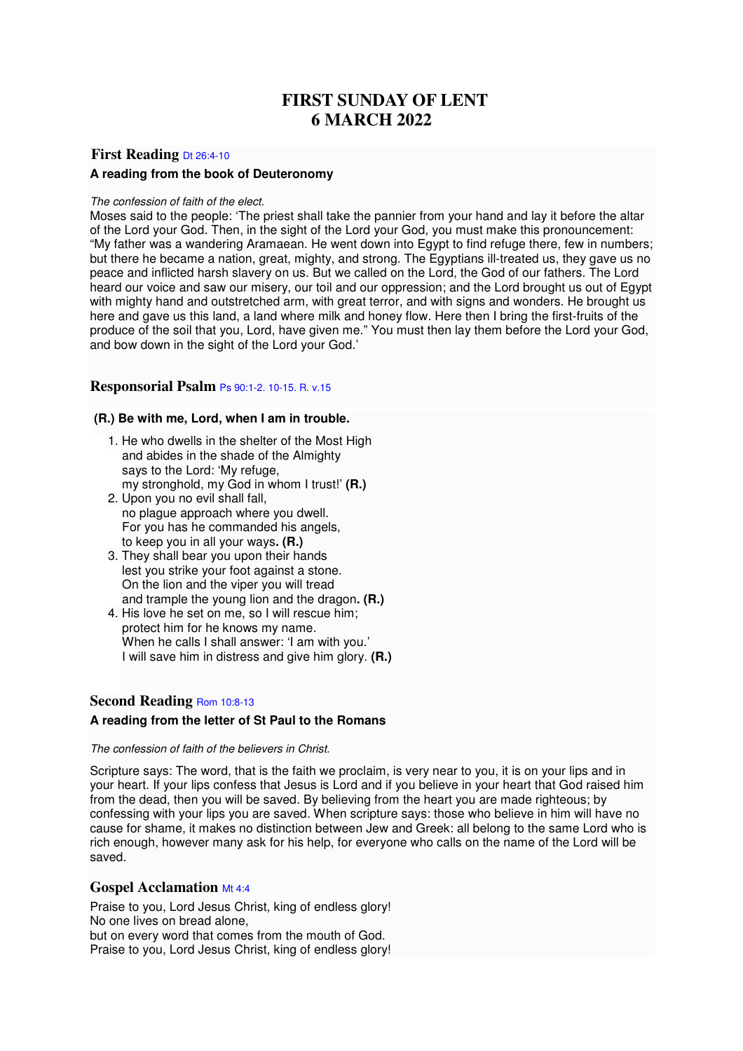# FIRST SUNDAY OF LENT
# 6 MARCH 2022

## First Reading Dt 26:4-10

**A reading from the book of Deuteronomy**

*The confession of faith of the elect.*

Moses said to the people: 'The priest shall take the pannier from your hand and lay it before the altar of the Lord your God. Then, in the sight of the Lord your God, you must make this pronouncement: "My father was a wandering Aramaean. He went down into Egypt to find refuge there, few in numbers; but there he became a nation, great, mighty, and strong. The Egyptians ill-treated us, they gave us no peace and inflicted harsh slavery on us. But we called on the Lord, the God of our fathers. The Lord heard our voice and saw our misery, our toil and our oppression; and the Lord brought us out of Egypt with mighty hand and outstretched arm, with great terror, and with signs and wonders. He brought us here and gave us this land, a land where milk and honey flow. Here then I bring the first-fruits of the produce of the soil that you, Lord, have given me." You must then lay them before the Lord your God, and bow down in the sight of the Lord your God.'

## Responsorial Psalm Ps 90:1-2. 10-15. R. v.15

**(R.) Be with me, Lord, when I am in trouble.**

1. He who dwells in the shelter of the Most High
   and abides in the shade of the Almighty
   says to the Lord: 'My refuge,
   my stronghold, my God in whom I trust!' **(R.)**
2. Upon you no evil shall fall,
   no plague approach where you dwell.
   For you has he commanded his angels,
   to keep you in all your ways**. (R.)**
3. They shall bear you upon their hands
   lest you strike your foot against a stone.
   On the lion and the viper you will tread
   and trample the young lion and the dragon**. (R.)**
4. His love he set on me, so I will rescue him;
   protect him for he knows my name.
   When he calls I shall answer: 'I am with you.'
   I will save him in distress and give him glory. **(R.)**

## Second Reading Rom 10:8-13

**A reading from the letter of St Paul to the Romans**

*The confession of faith of the believers in Christ.*

Scripture says: The word, that is the faith we proclaim, is very near to you, it is on your lips and in your heart. If your lips confess that Jesus is Lord and if you believe in your heart that God raised him from the dead, then you will be saved. By believing from the heart you are made righteous; by confessing with your lips you are saved. When scripture says: those who believe in him will have no cause for shame, it makes no distinction between Jew and Greek: all belong to the same Lord who is rich enough, however many ask for his help, for everyone who calls on the name of the Lord will be saved.

## Gospel Acclamation Mt 4:4

Praise to you, Lord Jesus Christ, king of endless glory!
No one lives on bread alone,
but on every word that comes from the mouth of God.
Praise to you, Lord Jesus Christ, king of endless glory!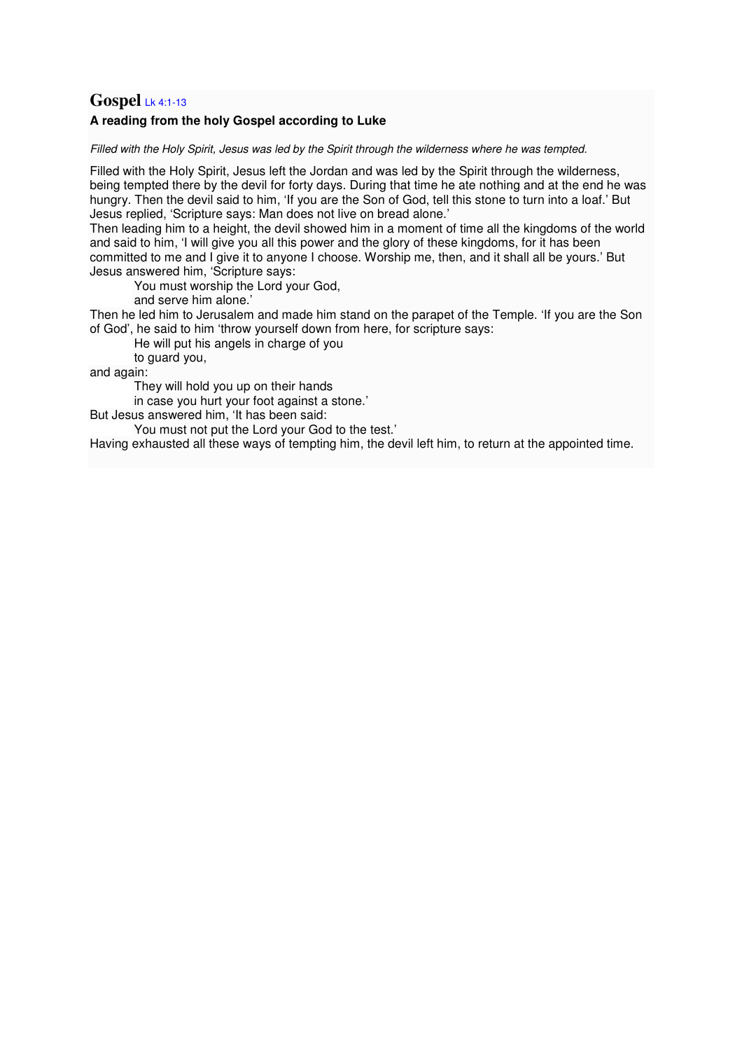## Gospel Lk 4:1-13

**A reading from the holy Gospel according to Luke**

*Filled with the Holy Spirit, Jesus was led by the Spirit through the wilderness where he was tempted.*

Filled with the Holy Spirit, Jesus left the Jordan and was led by the Spirit through the wilderness, being tempted there by the devil for forty days. During that time he ate nothing and at the end he was hungry. Then the devil said to him, 'If you are the Son of God, tell this stone to turn into a loaf.' But Jesus replied, 'Scripture says: Man does not live on bread alone.'

Then leading him to a height, the devil showed him in a moment of time all the kingdoms of the world and said to him, 'I will give you all this power and the glory of these kingdoms, for it has been committed to me and I give it to anyone I choose. Worship me, then, and it shall all be yours.' But Jesus answered him, 'Scripture says:

> You must worship the Lord your God,
> and serve him alone.'

Then he led him to Jerusalem and made him stand on the parapet of the Temple. 'If you are the Son of God', he said to him 'throw yourself down from here, for scripture says:

> He will put his angels in charge of you
> to guard you,

and again:

> They will hold you up on their hands
> in case you hurt your foot against a stone.'

But Jesus answered him, 'It has been said:

> You must not put the Lord your God to the test.'

Having exhausted all these ways of tempting him, the devil left him, to return at the appointed time.